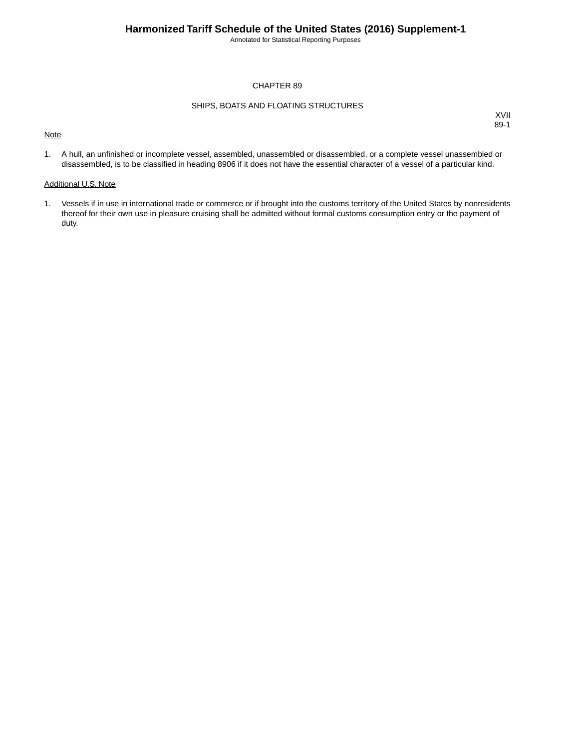# CHAPTER 89

## SHIPS, BOATS AND FLOATING STRUCTURES

XVII
89-1

Note

1. A hull, an unfinished or incomplete vessel, assembled, unassembled or disassembled, or a complete vessel unassembled or disassembled, is to be classified in heading 8906 if it does not have the essential character of a vessel of a particular kind.

Additional U.S. Note

1. Vessels if in use in international trade or commerce or if brought into the customs territory of the United States by nonresidents thereof for their own use in pleasure cruising shall be admitted without formal customs consumption entry or the payment of duty.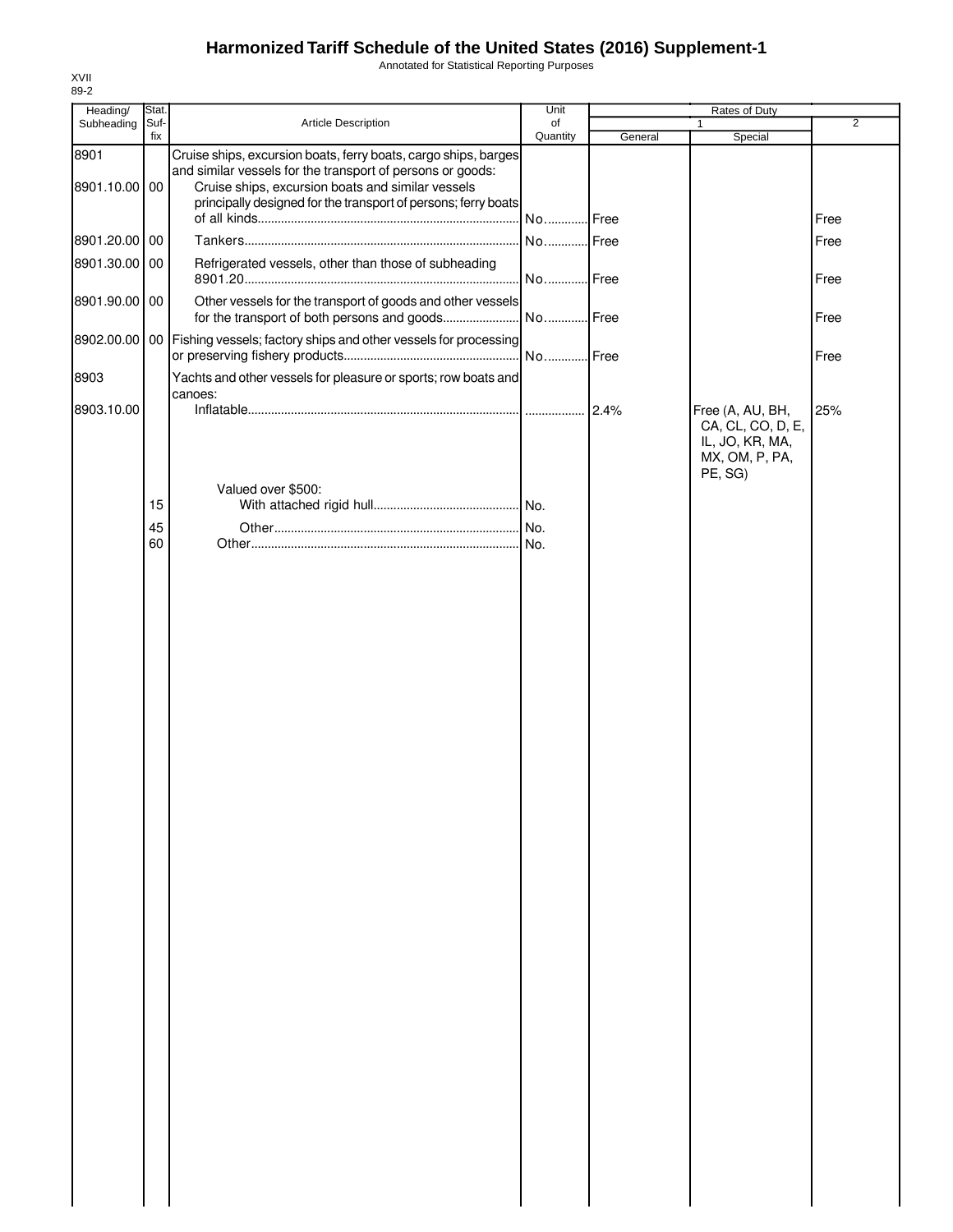# Harmonized Tariff Schedule of the United States (2016) Supplement-1

Annotated for Statistical Reporting Purposes

XVII
89-2

| Heading/ Subheading | Stat. Suf- fix | Article Description | Unit of Quantity | Rates of Duty 1 General | Special | 2 |
|---|---|---|---|---|---|---|
| 8901 | | Cruise ships, excursion boats, ferry boats, cargo ships, barges and similar vessels for the transport of persons or goods: | | | | |
| 8901.10.00 | 00 | Cruise ships, excursion boats and similar vessels principally designed for the transport of persons; ferry boats of all kinds | No. | Free | | Free |
| 8901.20.00 | 00 | Tankers | No. | Free | | Free |
| 8901.30.00 | 00 | Refrigerated vessels, other than those of subheading 8901.20 | No. | Free | | Free |
| 8901.90.00 | 00 | Other vessels for the transport of goods and other vessels for the transport of both persons and goods | No. | Free | | Free |
| 8902.00.00 | 00 | Fishing vessels; factory ships and other vessels for processing or preserving fishery products | No. | Free | | Free |
| 8903 | | Yachts and other vessels for pleasure or sports; row boats and canoes: | | | | |
| 8903.10.00 | | Inflatable | | 2.4% | Free (A, AU, BH, CA, CL, CO, D, E, IL, JO, KR, MA, MX, OM, P, PA, PE, SG) | 25% |
| | | Valued over $500: | | | | |
| | 15 | With attached rigid hull | No. | | | |
| | 45 | Other | No. | | | |
| | 60 | Other | No. | | | |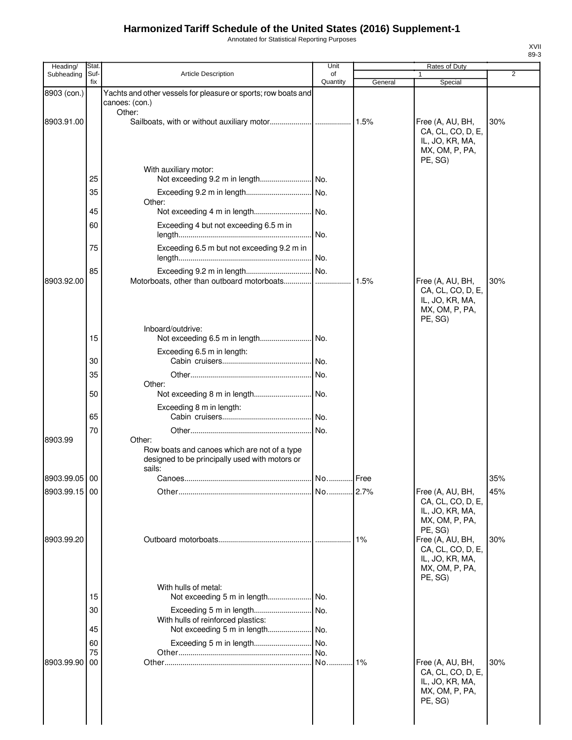# Harmonized Tariff Schedule of the United States (2016) Supplement-1

Annotated for Statistical Reporting Purposes

| Heading/ Subheading | Stat. Suf- fix | Article Description | Unit of Quantity | Rates of Duty 1 General | Special | 2 |
|---|---|---|---|---|---|---|
| 8903 (con.) | | Yachts and other vessels for pleasure or sports; row boats and canoes: (con.) | | | | |
| | | Other: | | | | |
| 8903.91.00 | | Sailboats, with or without auxiliary motor | | 1.5% | Free (A, AU, BH, CA, CL, CO, D, E, IL, JO, KR, MA, MX, OM, P, PA, PE, SG) | 30% |
| | | With auxiliary motor: | | | | |
| | 25 | Not exceeding 9.2 m in length | No. | | | |
| | 35 | Exceeding 9.2 m in length | No. | | | |
| | | Other: | | | | |
| | 45 | Not exceeding 4 m in length | No. | | | |
| | 60 | Exceeding 4 but not exceeding 6.5 m in length | No. | | | |
| | 75 | Exceeding 6.5 m but not exceeding 9.2 m in length | No. | | | |
| | 85 | Exceeding 9.2 m in length | No. | | | |
| 8903.92.00 | | Motorboats, other than outboard motorboats | | 1.5% | Free (A, AU, BH, CA, CL, CO, D, E, IL, JO, KR, MA, MX, OM, P, PA, PE, SG) | 30% |
| | | Inboard/outdrive: | | | | |
| | 15 | Not exceeding 6.5 m in length | No. | | | |
| | | Exceeding 6.5 m in length: | | | | |
| | 30 | Cabin cruisers | No. | | | |
| | 35 | Other | No. | | | |
| | | Other: | | | | |
| | 50 | Not exceeding 8 m in length | No. | | | |
| | | Exceeding 8 m in length: | | | | |
| | 65 | Cabin cruisers | No. | | | |
| | 70 | Other | No. | | | |
| 8903.99 | | Other: | | | | |
| | | Row boats and canoes which are not of a type designed to be principally used with motors or sails: | | | | |
| 8903.99.05 | 00 | Canoes | No. | Free | | 35% |
| 8903.99.15 | 00 | Other | No. | 2.7% | Free (A, AU, BH, CA, CL, CO, D, E, IL, JO, KR, MA, MX, OM, P, PA, PE, SG) | 45% |
| 8903.99.20 | | Outboard motorboats | | 1% | Free (A, AU, BH, CA, CL, CO, D, E, IL, JO, KR, MA, MX, OM, P, PA, PE, SG) | 30% |
| | | With hulls of metal: | | | | |
| | 15 | Not exceeding 5 m in length | No. | | | |
| | 30 | Exceeding 5 m in length | No. | | | |
| | | With hulls of reinforced plastics: | | | | |
| | 45 | Not exceeding 5 m in length | No. | | | |
| | 60 | Exceeding 5 m in length | No. | | | |
| | 75 | Other | No. | | | |
| 8903.99.90 | 00 | Other | No. | 1% | Free (A, AU, BH, CA, CL, CO, D, E, IL, JO, KR, MA, MX, OM, P, PA, PE, SG) | 30% |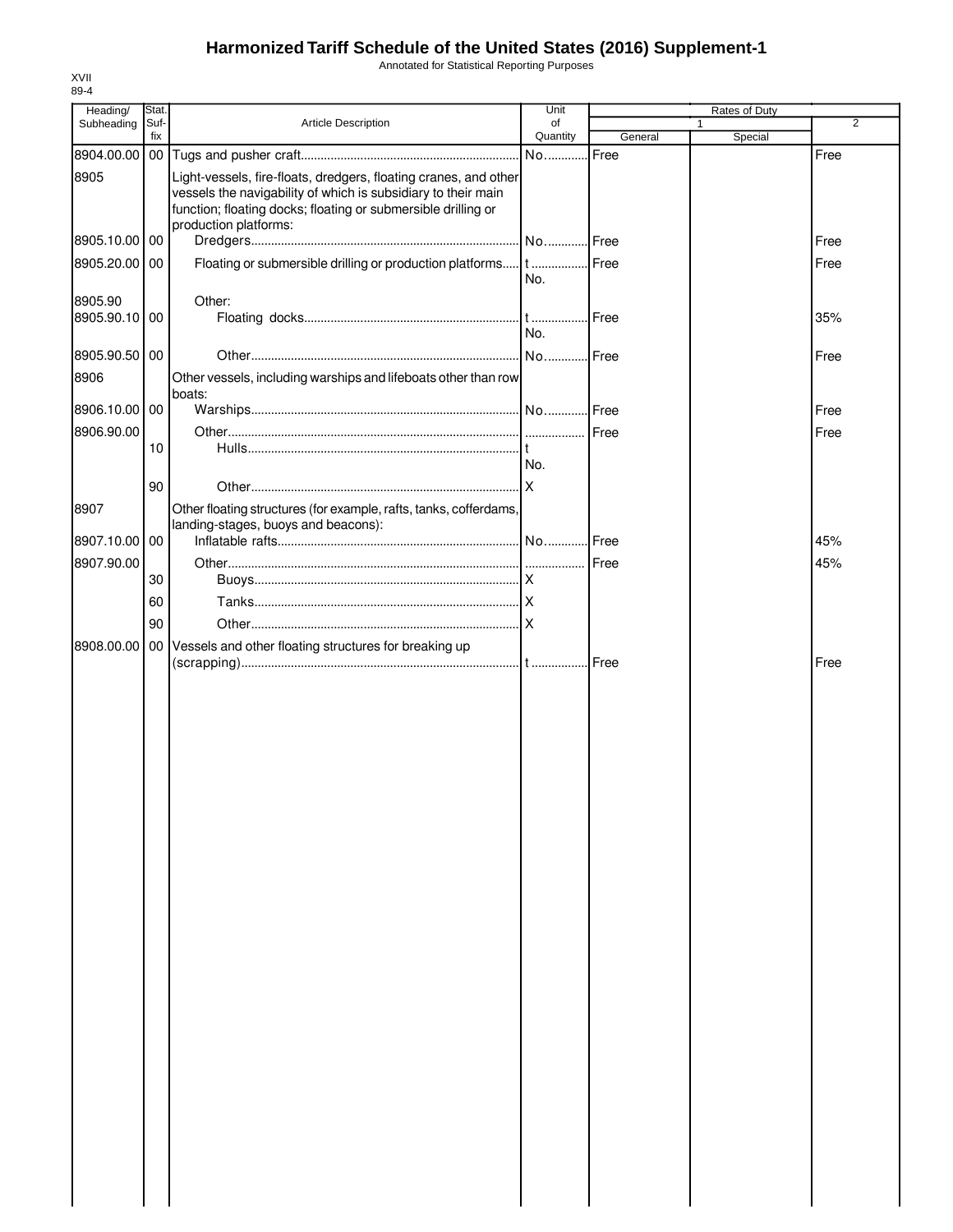# Harmonized Tariff Schedule of the United States (2016) Supplement-1

Annotated for Statistical Reporting Purposes

XVII
89-4

| Heading/ Subheading | Stat. Suf-fix | Article Description | Unit of Quantity | Rates of Duty 1 General | Rates of Duty 1 Special | Rates of Duty 2 |
|---|---|---|---|---|---|---|
| 8904.00.00 | 00 | Tugs and pusher craft | No. | Free | | Free |
| 8905 | | Light-vessels, fire-floats, dredgers, floating cranes, and other vessels the navigability of which is subsidiary to their main function; floating docks; floating or submersible drilling or production platforms: | | | | |
| 8905.10.00 | 00 | Dredgers | No. | Free | | Free |
| 8905.20.00 | 00 | Floating or submersible drilling or production platforms | t<br>No. | Free | | Free |
| 8905.90 | | Other: | | | | |
| 8905.90.10 | 00 | Floating docks | t<br>No. | Free | | 35% |
| 8905.90.50 | 00 | Other | No. | Free | | Free |
| 8906 | | Other vessels, including warships and lifeboats other than row boats: | | | | |
| 8906.10.00 | 00 | Warships | No. | Free | | Free |
| 8906.90.00 | | Other | | Free | | Free |
| | 10 | Hulls | t<br>No. | | | |
| | 90 | Other | X | | | |
| 8907 | | Other floating structures (for example, rafts, tanks, cofferdams, landing-stages, buoys and beacons): | | | | |
| 8907.10.00 | 00 | Inflatable rafts | No. | Free | | 45% |
| 8907.90.00 | | Other | | Free | | 45% |
| | 30 | Buoys | X | | | |
| | 60 | Tanks | X | | | |
| | 90 | Other | X | | | |
| 8908.00.00 | 00 | Vessels and other floating structures for breaking up (scrapping) | t | Free | | Free |